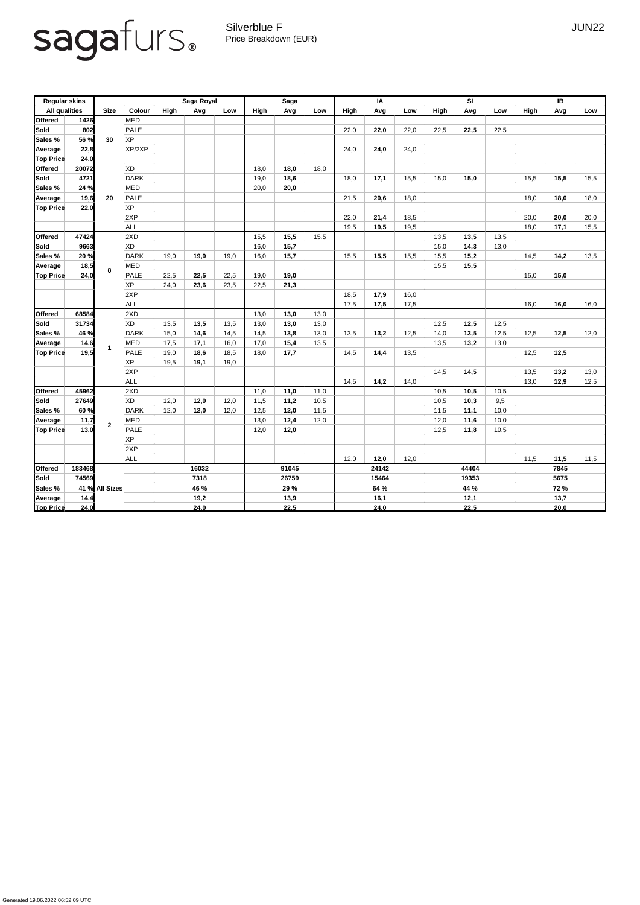# sagafurs

Silverblue F
Price Breakdown (EUR)

JUN22

| Regular skins | | Size | Colour | Saga Royal | | | Saga | | | IA | | | SI | | | IB | | |
|---|---|---|---|---|---|---|---|---|---|---|---|---|---|---|---|---|---|---|
| All qualities | | | | High | Avg | Low | High | Avg | Low | High | Avg | Low | High | Avg | Low | High | Avg | Low |
| Offered | 1426 | 30 | MED | | | | | | | | | | | | | | | |
| Sold | 802 | | PALE | | | | | | | 22,0 | **22,0** | 22,0 | 22,5 | **22,5** | 22,5 | | | |
| Sales % | 56 % | | XP | | | | | | | | | | | | | | | |
| Average | 22,8 | | XP/2XP | | | | | | | 24,0 | **24,0** | 24,0 | | | | | | |
| Top Price | 24,0 | | | | | | | | | | | | | | | | | |
| Offered | 20072 | 20 | XD | | | | 18,0 | **18,0** | 18,0 | | | | | | | | | |
| Sold | 4721 | | DARK | | | | 19,0 | **18,6** | | 18,0 | **17,1** | 15,5 | 15,0 | **15,0** | | 15,5 | **15,5** | 15,5 |
| Sales % | 24 % | | MED | | | | 20,0 | **20,0** | | | | | | | | | | |
| Average | 19,6 | | PALE | | | | | | | 21,5 | **20,6** | 18,0 | | | | 18,0 | **18,0** | 18,0 |
| Top Price | 22,0 | | XP | | | | | | | | | | | | | | | |
| | | | 2XP | | | | | | | 22,0 | **21,4** | 18,5 | | | | 20,0 | **20,0** | 20,0 |
| | | | ALL | | | | | | | 19,5 | **19,5** | 19,5 | | | | 18,0 | **17,1** | 15,5 |
| Offered | 47424 | 0 | 2XD | | | | 15,5 | **15,5** | 15,5 | | | | 13,5 | **13,5** | 13,5 | | | |
| Sold | 9663 | | XD | | | | 16,0 | **15,7** | | | | | 15,0 | **14,3** | 13,0 | | | |
| Sales % | 20 % | | DARK | 19,0 | **19,0** | 19,0 | 16,0 | **15,7** | | 15,5 | **15,5** | 15,5 | 15,5 | **15,2** | | 14,5 | **14,2** | 13,5 |
| Average | 18,5 | | MED | | | | | | | | | | 15,5 | **15,5** | | | | |
| Top Price | 24,0 | | PALE | 22,5 | **22,5** | 22,5 | 19,0 | **19,0** | | | | | | | | 15,0 | **15,0** | |
| | | | XP | 24,0 | **23,6** | 23,5 | 22,5 | **21,3** | | | | | | | | | | |
| | | | 2XP | | | | | | | 18,5 | **17,9** | 16,0 | | | | | | |
| | | | ALL | | | | | | | 17,5 | **17,5** | 17,5 | | | | 16,0 | **16,0** | 16,0 |
| Offered | 68584 | 1 | 2XD | | | | 13,0 | **13,0** | 13,0 | | | | | | | | | |
| Sold | 31734 | | XD | 13,5 | **13,5** | 13,5 | 13,0 | **13,0** | 13,0 | | | | 12,5 | **12,5** | 12,5 | | | |
| Sales % | 46 % | | DARK | 15,0 | **14,6** | 14,5 | 14,5 | **13,8** | 13,0 | 13,5 | **13,2** | 12,5 | 14,0 | **13,5** | 12,5 | 12,5 | **12,5** | 12,0 |
| Average | 14,6 | | MED | 17,5 | **17,1** | 16,0 | 17,0 | **15,4** | 13,5 | | | | 13,5 | **13,2** | 13,0 | | | |
| Top Price | 19,5 | | PALE | 19,0 | **18,6** | 18,5 | 18,0 | **17,7** | | 14,5 | **14,4** | 13,5 | | | | 12,5 | **12,5** | |
| | | | XP | 19,5 | **19,1** | 19,0 | | | | | | | | | | | | |
| | | | 2XP | | | | | | | | | | 14,5 | **14,5** | | 13,5 | **13,2** | 13,0 |
| | | | ALL | | | | | | | 14,5 | **14,2** | 14,0 | | | | 13,0 | **12,9** | 12,5 |
| Offered | 45962 | 2 | 2XD | | | | 11,0 | **11,0** | 11,0 | | | | 10,5 | **10,5** | 10,5 | | | |
| Sold | 27649 | | XD | 12,0 | **12,0** | 12,0 | 11,5 | **11,2** | 10,5 | | | | 10,5 | **10,3** | 9,5 | | | |
| Sales % | 60 % | | DARK | 12,0 | **12,0** | 12,0 | 12,5 | **12,0** | 11,5 | | | | 11,5 | **11,1** | 10,0 | | | |
| Average | 11,7 | | MED | | | | 13,0 | **12,4** | 12,0 | | | | 12,0 | **11,6** | 10,0 | | | |
| Top Price | 13,0 | | PALE | | | | 12,0 | **12,0** | | | | | 12,5 | **11,8** | 10,5 | | | |
| | | | XP | | | | | | | | | | | | | | | |
| | | | 2XP | | | | | | | | | | | | | | | |
| | | | ALL | | | | | | | 12,0 | **12,0** | 12,0 | | | | 11,5 | **11,5** | 11,5 |
| Offered | 183468 | All Sizes | | | **16032** | | | **91045** | | | **24142** | | | **44404** | | | **7845** | |
| Sold | 74569 | | | | **7318** | | | **26759** | | | **15464** | | | **19353** | | | **5675** | |
| Sales % | 41 % | | | | **46 %** | | | **29 %** | | | **64 %** | | | **44 %** | | | **72 %** | |
| Average | 14,4 | | | | **19,2** | | | **13,9** | | | **16,1** | | | **12,1** | | | **13,7** | |
| Top Price | 24,0 | | | | **24,0** | | | **22,5** | | | **24,0** | | | **22,5** | | | **20,0** | |

Generated 19.06.2022 06:52:09 UTC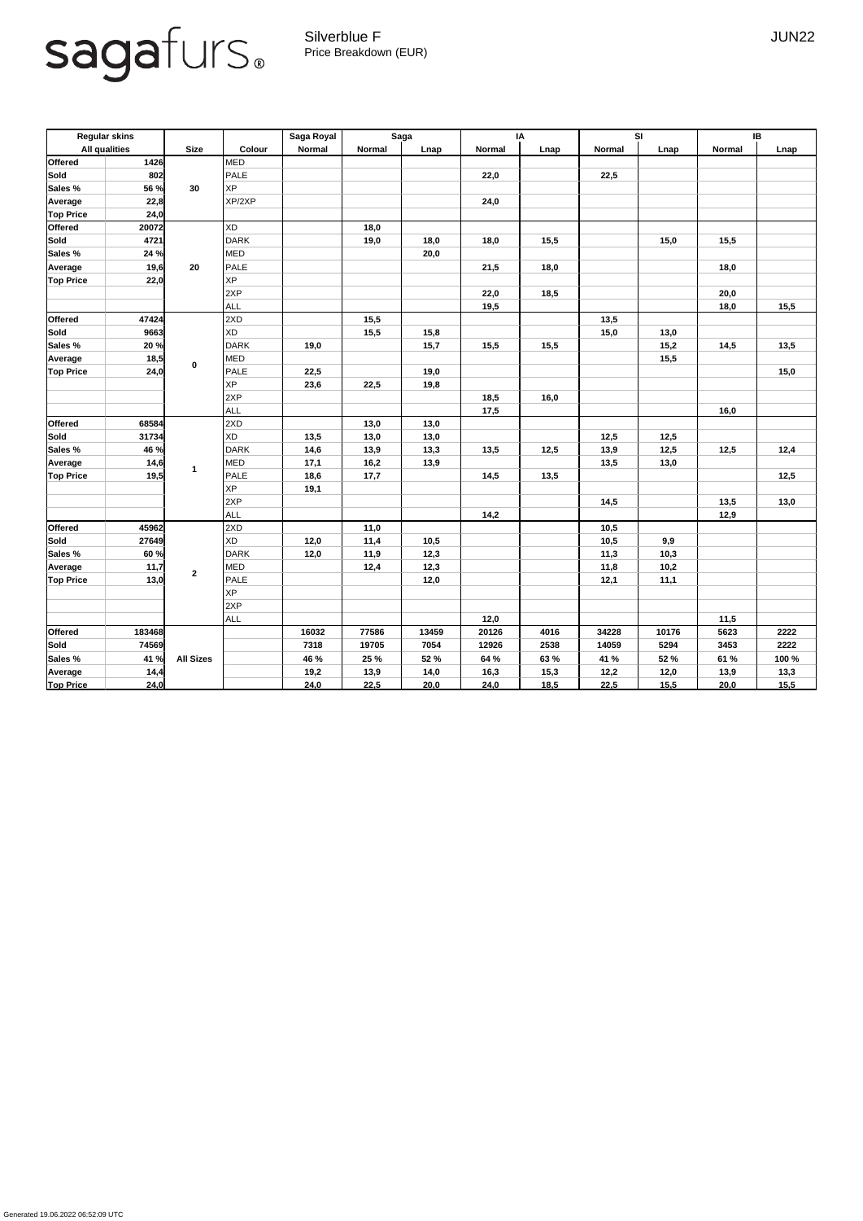sagafurs®

Silverblue F
Price Breakdown (EUR)

JUN22

| Regular skins | | Size | Colour | Saga Royal | Saga | | IA | | SI | | IB | |
|---|---|---|---|---|---|---|---|---|---|---|---|---|
| All qualities | | | | Normal | Normal | Lnap | Normal | Lnap | Normal | Lnap | Normal | Lnap |
| Offered | 1426 | 30 | MED | | | | | | | | | |
| Sold | 802 | | PALE | | | | 22,0 | | 22,5 | | | |
| Sales % | 56 % | | XP | | | | | | | | | |
| Average | 22,8 | | XP/2XP | | | | 24,0 | | | | | |
| Top Price | 24,0 | | | | | | | | | | | |
| Offered | 20072 | 20 | XD | | 18,0 | | | | | | | |
| Sold | 4721 | | DARK | | 19,0 | 18,0 | 18,0 | 15,5 | | 15,0 | 15,5 | |
| Sales % | 24 % | | MED | | | 20,0 | | | | | | |
| Average | 19,6 | | PALE | | | | 21,5 | 18,0 | | | 18,0 | |
| Top Price | 22,0 | | XP | | | | | | | | | |
| | | | 2XP | | | | 22,0 | 18,5 | | | 20,0 | |
| | | | ALL | | | | 19,5 | | | | 18,0 | 15,5 |
| Offered | 47424 | 0 | 2XD | | 15,5 | | | | 13,5 | | | |
| Sold | 9663 | | XD | | 15,5 | 15,8 | | | 15,0 | 13,0 | | |
| Sales % | 20 % | | DARK | 19,0 | | 15,7 | 15,5 | 15,5 | | 15,2 | 14,5 | 13,5 |
| Average | 18,5 | | MED | | | | | | | 15,5 | | |
| Top Price | 24,0 | | PALE | 22,5 | | 19,0 | | | | | | 15,0 |
| | | | XP | 23,6 | 22,5 | 19,8 | | | | | | |
| | | | 2XP | | | | 18,5 | 16,0 | | | | |
| | | | ALL | | | | 17,5 | | | | 16,0 | |
| Offered | 68584 | 1 | 2XD | | 13,0 | 13,0 | | | | | | |
| Sold | 31734 | | XD | 13,5 | 13,0 | 13,0 | | | 12,5 | 12,5 | | |
| Sales % | 46 % | | DARK | 14,6 | 13,9 | 13,3 | 13,5 | 12,5 | 13,9 | 12,5 | 12,5 | 12,4 |
| Average | 14,6 | | MED | 17,1 | 16,2 | 13,9 | | | 13,5 | 13,0 | | |
| Top Price | 19,5 | | PALE | 18,6 | 17,7 | | 14,5 | 13,5 | | | | 12,5 |
| | | | XP | 19,1 | | | | | | | | |
| | | | 2XP | | | | | | 14,5 | | 13,5 | 13,0 |
| | | | ALL | | | | 14,2 | | | | 12,9 | |
| Offered | 45962 | 2 | 2XD | | 11,0 | | | | 10,5 | | | |
| Sold | 27649 | | XD | 12,0 | 11,4 | 10,5 | | | 10,5 | 9,9 | | |
| Sales % | 60 % | | DARK | 12,0 | 11,9 | 12,3 | | | 11,3 | 10,3 | | |
| Average | 11,7 | | MED | | 12,4 | 12,3 | | | 11,8 | 10,2 | | |
| Top Price | 13,0 | | PALE | | | 12,0 | | | 12,1 | 11,1 | | |
| | | | XP | | | | | | | | | |
| | | | 2XP | | | | | | | | | |
| | | | ALL | | | | 12,0 | | | | 11,5 | |
| Offered | 183468 | All Sizes | | 16032 | 77586 | 13459 | 20126 | 4016 | 34228 | 10176 | 5623 | 2222 |
| Sold | 74569 | | | 7318 | 19705 | 7054 | 12926 | 2538 | 14059 | 5294 | 3453 | 2222 |
| Sales % | 41 % | | | 46 % | 25 % | 52 % | 64 % | 63 % | 41 % | 52 % | 61 % | 100 % |
| Average | 14,4 | | | 19,2 | 13,9 | 14,0 | 16,3 | 15,3 | 12,2 | 12,0 | 13,9 | 13,3 |
| Top Price | 24,0 | | | 24,0 | 22,5 | 20,0 | 24,0 | 18,5 | 22,5 | 15,5 | 20,0 | 15,5 |

Generated 19.06.2022 06:52:09 UTC